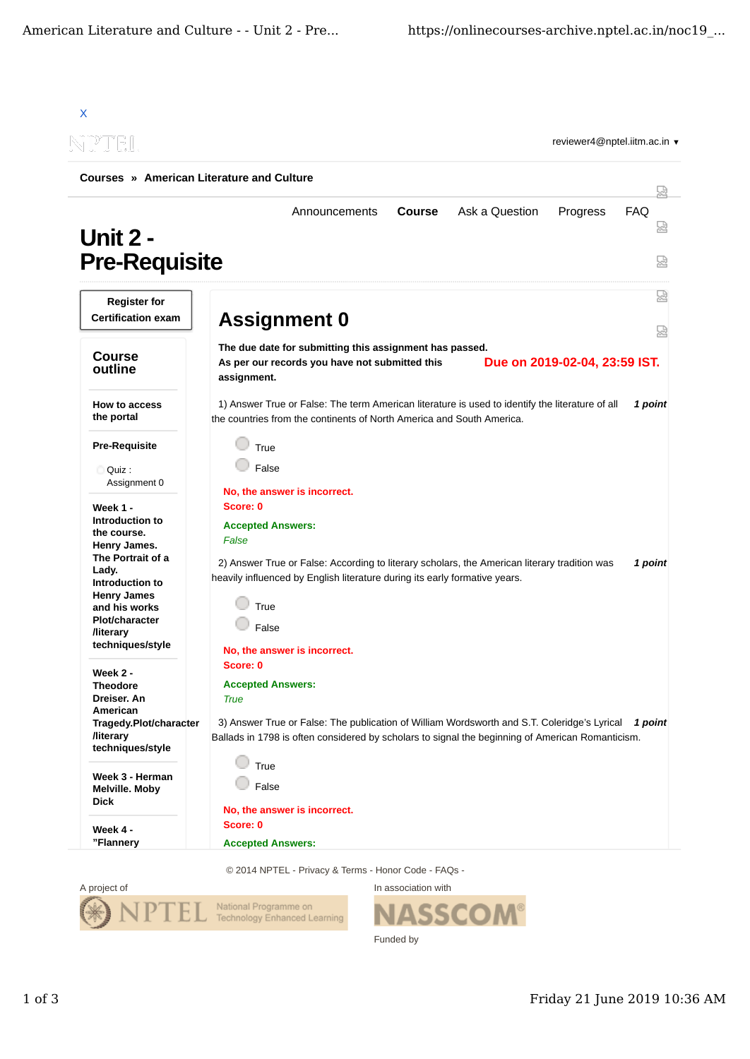X

reviewer4@nptel.iitm.ac.in ▾

**Courses** » **American Literature and Culture**

Announcements **Course** Ask a Question Progress FAQ

# Unit 2 - Pre-Requisite

**Register for Certification exam**

**Course outline**

**How to access the portal**

**Pre-Requisite**

Quiz : Assignment 0

**Week 1 - Introduction to the course. Henry James. The Portrait of a Lady. Introduction to Henry James and his works Plot/character /literary techniques/style**

**Week 2 - Theodore Dreiser. An American Tragedy.Plot/character /literary techniques/style**

**Week 3 - Herman Melville. Moby Dick**

**Week 4 - "Flannery**

## Assignment 0

**The due date for submitting this assignment has passed.**
**As per our records you have not submitted this assignment.**

**Due on 2019-02-04, 23:59 IST.**

1) Answer True or False: The term American literature is used to identify the literature of all the countries from the continents of North America and South America. ***1 point***

- True
- False

**No, the answer is incorrect.**
**Score: 0**

**Accepted Answers:**
*False*

2) Answer True or False: According to literary scholars, the American literary tradition was heavily influenced by English literature during its early formative years. ***1 point***

- True
- False

**No, the answer is incorrect.**
**Score: 0**

**Accepted Answers:**
*True*

3) Answer True or False: The publication of William Wordsworth and S.T. Coleridge's Lyrical Ballads in 1798 is often considered by scholars to signal the beginning of American Romanticism. ***1 point***

- True
- False

**No, the answer is incorrect.**
**Score: 0**

**Accepted Answers:**

© 2014 NPTEL - Privacy & Terms - Honor Code - FAQs -

A project of

In association with

Funded by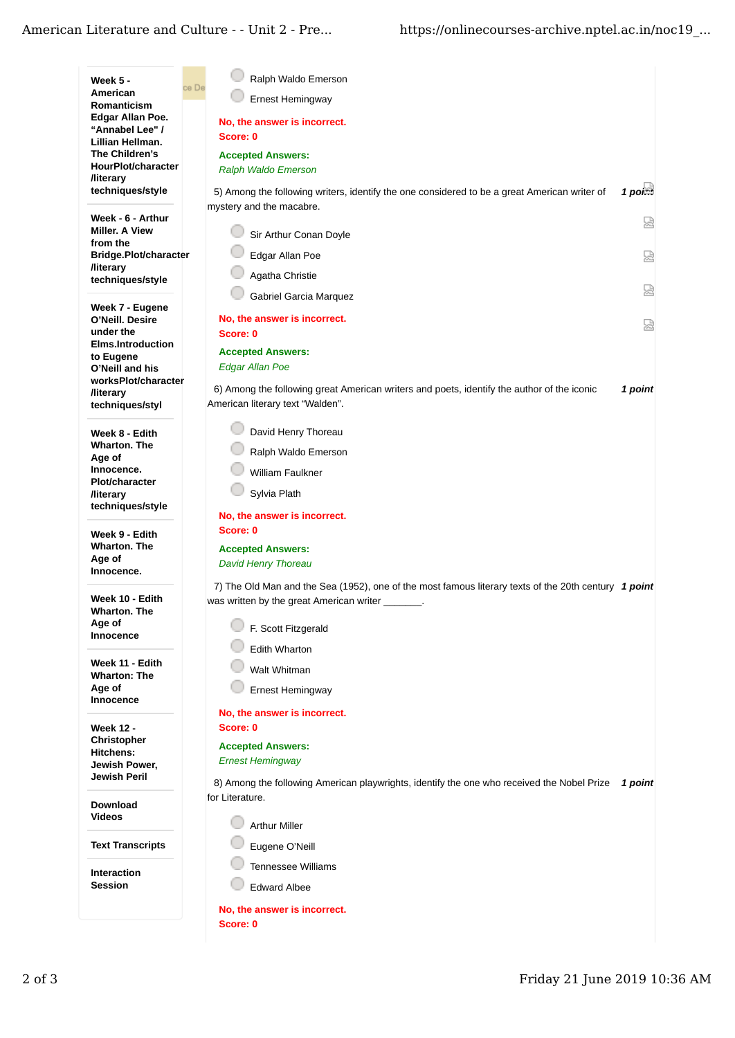- Week 5 - American Romanticism Edgar Allan Poe. “Annabel Lee" / Lillian Hellman. The Children's HourPlot/character /literary techniques/style
- Week - 6 - Arthur Miller. A View from the Bridge.Plot/character /literary techniques/style
- Week 7 - Eugene O'Neill. Desire under the Elms.Introduction to Eugene O'Neill and his worksPlot/character /literary techniques/styl
- Week 8 - Edith Wharton. The Age of Innocence. Plot/character /literary techniques/style
- Week 9 - Edith Wharton. The Age of Innocence.
- Week 10 - Edith Wharton. The Age of Innocence
- Week 11 - Edith Wharton: The Age of Innocence
- Week 12 - Christopher Hitchens: Jewish Power, Jewish Peril
- Download Videos
- Text Transcripts
- Interaction Session

---

- Ralph Waldo Emerson
- Ernest Hemingway

**No, the answer is incorrect.**
**Score: 0**

**Accepted Answers:**
*Ralph Waldo Emerson*

5) Among the following writers, identify the one considered to be a great American writer of mystery and the macabre. *1 point*

- Sir Arthur Conan Doyle
- Edgar Allan Poe
- Agatha Christie
- Gabriel Garcia Marquez

**No, the answer is incorrect.**
**Score: 0**

**Accepted Answers:**
*Edgar Allan Poe*

6) Among the following great American writers and poets, identify the author of the iconic American literary text "Walden". *1 point*

- David Henry Thoreau
- Ralph Waldo Emerson
- William Faulkner
- Sylvia Plath

**No, the answer is incorrect.**
**Score: 0**

**Accepted Answers:**
*David Henry Thoreau*

7) The Old Man and the Sea (1952), one of the most famous literary texts of the 20th century was written by the great American writer _______. *1 point*

- F. Scott Fitzgerald
- Edith Wharton
- Walt Whitman
- Ernest Hemingway

**No, the answer is incorrect.**
**Score: 0**

**Accepted Answers:**
*Ernest Hemingway*

8) Among the following American playwrights, identify the one who received the Nobel Prize for Literature. *1 point*

- Arthur Miller
- Eugene O'Neill
- Tennessee Williams
- Edward Albee

**No, the answer is incorrect.**
**Score: 0**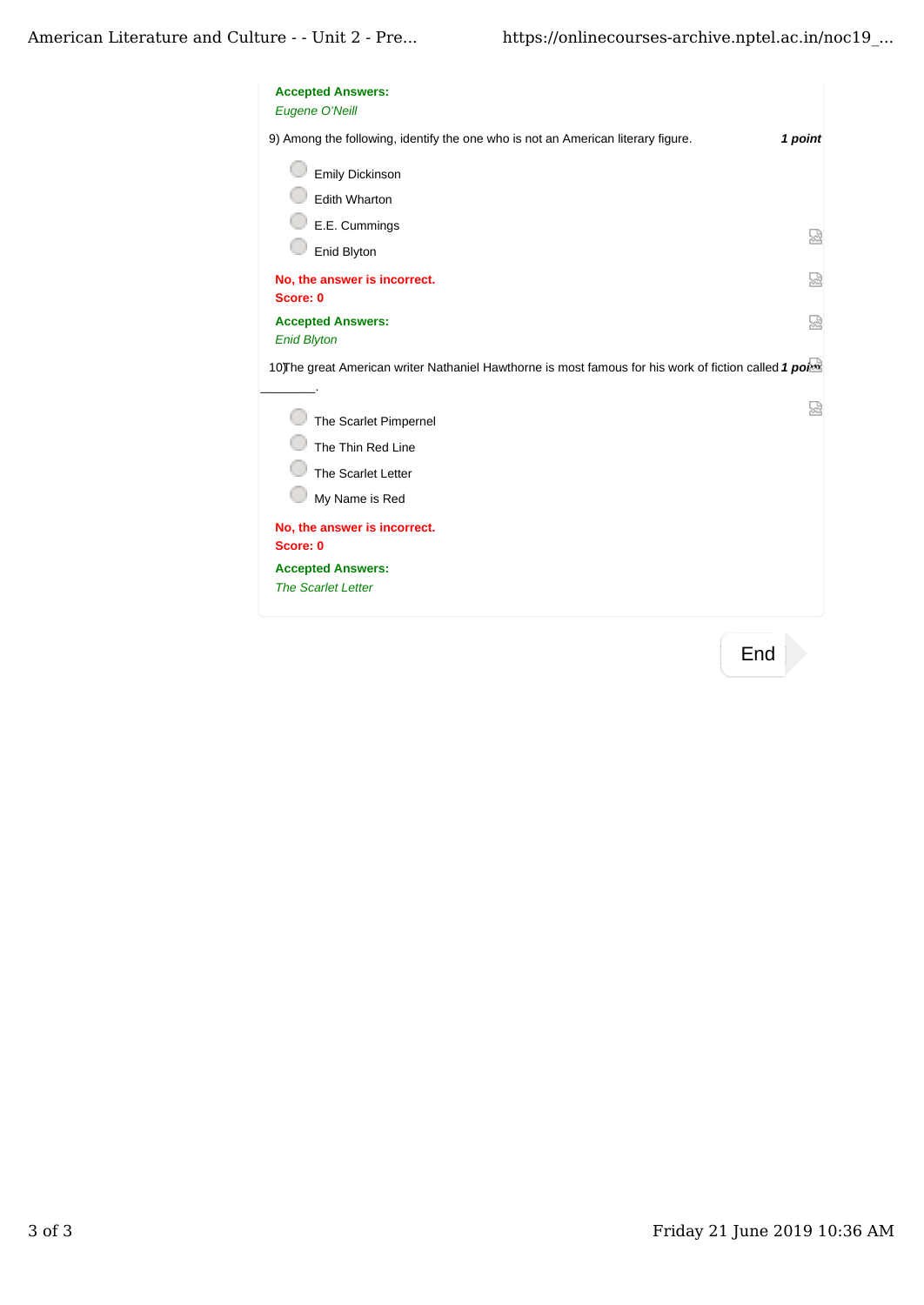**Accepted Answers:**
*Eugene O'Neill*

9) Among the following, identify the one who is not an American literary figure. ***1 point***

- Emily Dickinson
- Edith Wharton
- E.E. Cummings
- Enid Blyton

**No, the answer is incorrect.**
**Score: 0**

**Accepted Answers:**
*Enid Blyton*

10) The great American writer Nathaniel Hawthorne is most famous for his work of fiction called ________. ***1 point***

- The Scarlet Pimpernel
- The Thin Red Line
- The Scarlet Letter
- My Name is Red

**No, the answer is incorrect.**
**Score: 0**

**Accepted Answers:**
*The Scarlet Letter*

End